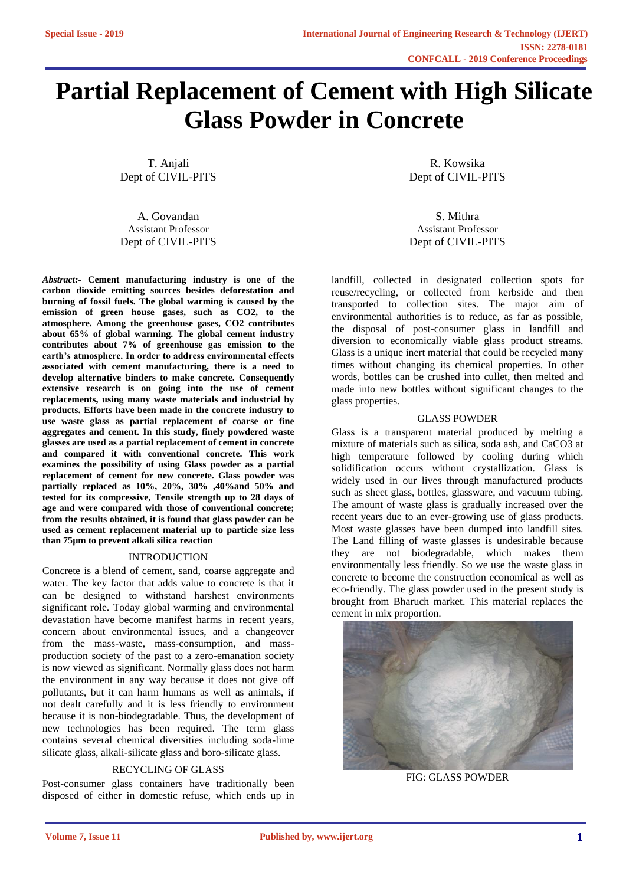# Partial Replacement of Cement with High Silicate Glass Powder in Concrete

T. Anjali
Dept of CIVIL-PITS

R. Kowsika
Dept of CIVIL-PITS

A. Govandan
Assistant Professor
Dept of CIVIL-PITS

S. Mithra
Assistant Professor
Dept of CIVIL-PITS

***Abstract:-* Cement manufacturing industry is one of the carbon dioxide emitting sources besides deforestation and burning of fossil fuels. The global warming is caused by the emission of green house gases, such as CO2, to the atmosphere. Among the greenhouse gases, CO2 contributes about 65% of global warming. The global cement industry contributes about 7% of greenhouse gas emission to the earth's atmosphere. In order to address environmental effects associated with cement manufacturing, there is a need to develop alternative binders to make concrete. Consequently extensive research is on going into the use of cement replacements, using many waste materials and industrial by products. Efforts have been made in the concrete industry to use waste glass as partial replacement of coarse or fine aggregates and cement. In this study, finely powdered waste glasses are used as a partial replacement of cement in concrete and compared it with conventional concrete. This work examines the possibility of using Glass powder as a partial replacement of cement for new concrete. Glass powder was partially replaced as 10%, 20%, 30% ,40%and 50% and tested for its compressive, Tensile strength up to 28 days of age and were compared with those of conventional concrete; from the results obtained, it is found that glass powder can be used as cement replacement material up to particle size less than 75μm to prevent alkali silica reaction**

## INTRODUCTION

Concrete is a blend of cement, sand, coarse aggregate and water. The key factor that adds value to concrete is that it can be designed to withstand harshest environments significant role. Today global warming and environmental devastation have become manifest harms in recent years, concern about environmental issues, and a changeover from the mass-waste, mass-consumption, and mass-production society of the past to a zero-emanation society is now viewed as significant. Normally glass does not harm the environment in any way because it does not give off pollutants, but it can harm humans as well as animals, if not dealt carefully and it is less friendly to environment because it is non-biodegradable. Thus, the development of new technologies has been required. The term glass contains several chemical diversities including soda-lime silicate glass, alkali-silicate glass and boro-silicate glass.

## RECYCLING OF GLASS

Post-consumer glass containers have traditionally been disposed of either in domestic refuse, which ends up in landfill, collected in designated collection spots for reuse/recycling, or collected from kerbside and then transported to collection sites. The major aim of environmental authorities is to reduce, as far as possible, the disposal of post-consumer glass in landfill and diversion to economically viable glass product streams. Glass is a unique inert material that could be recycled many times without changing its chemical properties. In other words, bottles can be crushed into cullet, then melted and made into new bottles without significant changes to the glass properties.

## GLASS POWDER

Glass is a transparent material produced by melting a mixture of materials such as silica, soda ash, and $CaCO_3$ at high temperature followed by cooling during which solidification occurs without crystallization. Glass is widely used in our lives through manufactured products such as sheet glass, bottles, glassware, and vacuum tubing. The amount of waste glass is gradually increased over the recent years due to an ever-growing use of glass products. Most waste glasses have been dumped into landfill sites. The Land filling of waste glasses is undesirable because they are not biodegradable, which makes them environmentally less friendly. So we use the waste glass in concrete to become the construction economical as well as eco-friendly. The glass powder used in the present study is brought from Bharuch market. This material replaces the cement in mix proportion.

FIG: GLASS POWDER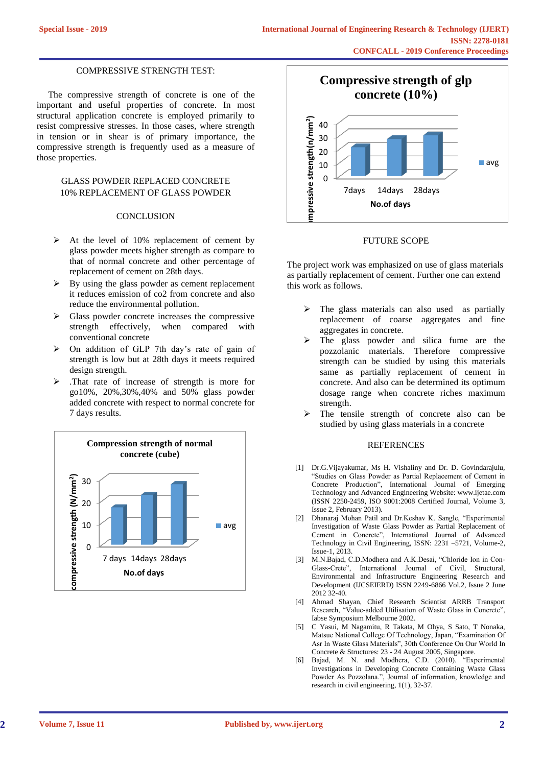COMPRESSIVE STRENGTH TEST:

The compressive strength of concrete is one of the important and useful properties of concrete. In most structural application concrete is employed primarily to resist compressive stresses. In those cases, where strength in tension or in shear is of primary importance, the compressive strength is frequently used as a measure of those properties.

GLASS POWDER REPLACED CONCRETE
10% REPLACEMENT OF GLASS POWDER

## CONCLUSION

- At the level of 10% replacement of cement by glass powder meets higher strength as compare to that of normal concrete and other percentage of replacement of cement on 28th days.
- By using the glass powder as cement replacement it reduces emission of co2 from concrete and also reduce the environmental pollution.
- Glass powder concrete increases the compressive strength effectively, when compared with conventional concrete
- On addition of GLP 7th day's rate of gain of strength is low but at 28th days it meets required design strength.
- .That rate of increase of strength is more for go10%, 20%,30%,40% and 50% glass powder added concrete with respect to normal concrete for 7 days results.

Compression strength of normal concrete (cube)

Compressive strength of glp concrete (10%)

## FUTURE SCOPE

The project work was emphasized on use of glass materials as partially replacement of cement. Further one can extend this work as follows.

- The glass materials can also used as partially replacement of coarse aggregates and fine aggregates in concrete.
- The glass powder and silica fume are the pozzolanic materials. Therefore compressive strength can be studied by using this materials same as partially replacement of cement in concrete. And also can be determined its optimum dosage range when concrete riches maximum strength.
- The tensile strength of concrete also can be studied by using glass materials in a concrete

## REFERENCES

[1] Dr.G.Vijayakumar, Ms H. Vishaliny and Dr. D. Govindarajulu, "Studies on Glass Powder as Partial Replacement of Cement in Concrete Production", International Journal of Emerging Technology and Advanced Engineering Website: www.ijetae.com (ISSN 2250-2459, ISO 9001:2008 Certified Journal, Volume 3, Issue 2, February 2013).

[2] Dhanaraj Mohan Patil and Dr.Keshav K. Sangle, "Experimental Investigation of Waste Glass Powder as Partial Replacement of Cement in Concrete", International Journal of Advanced Technology in Civil Engineering, ISSN: 2231 –5721, Volume-2, Issue-1, 2013.

[3] M.N.Bajad, C.D.Modhera and A.K.Desai, "Chloride Ion in Con-Glass-Crete", International Journal of Civil, Structural, Environmental and Infrastructure Engineering Research and Development (IJCSEIERD) ISSN 2249-6866 Vol.2, Issue 2 June 2012 32-40.

[4] Ahmad Shayan, Chief Research Scientist ARRB Transport Research, "Value-added Utilisation of Waste Glass in Concrete", Iabse Symposium Melbourne 2002.

[5] C Yasui, M Nagamitu, R Takata, M Ohya, S Sato, T Nonaka, Matsue National College Of Technology, Japan, "Examination Of Asr In Waste Glass Materials", 30th Conference On Our World In Concrete & Structures: 23 - 24 August 2005, Singapore.

[6] Bajad, M. N. and Modhera, C.D. (2010). "Experimental Investigations in Developing Concrete Containing Waste Glass Powder As Pozzolana.", Journal of information, knowledge and research in civil engineering, 1(1), 32-37.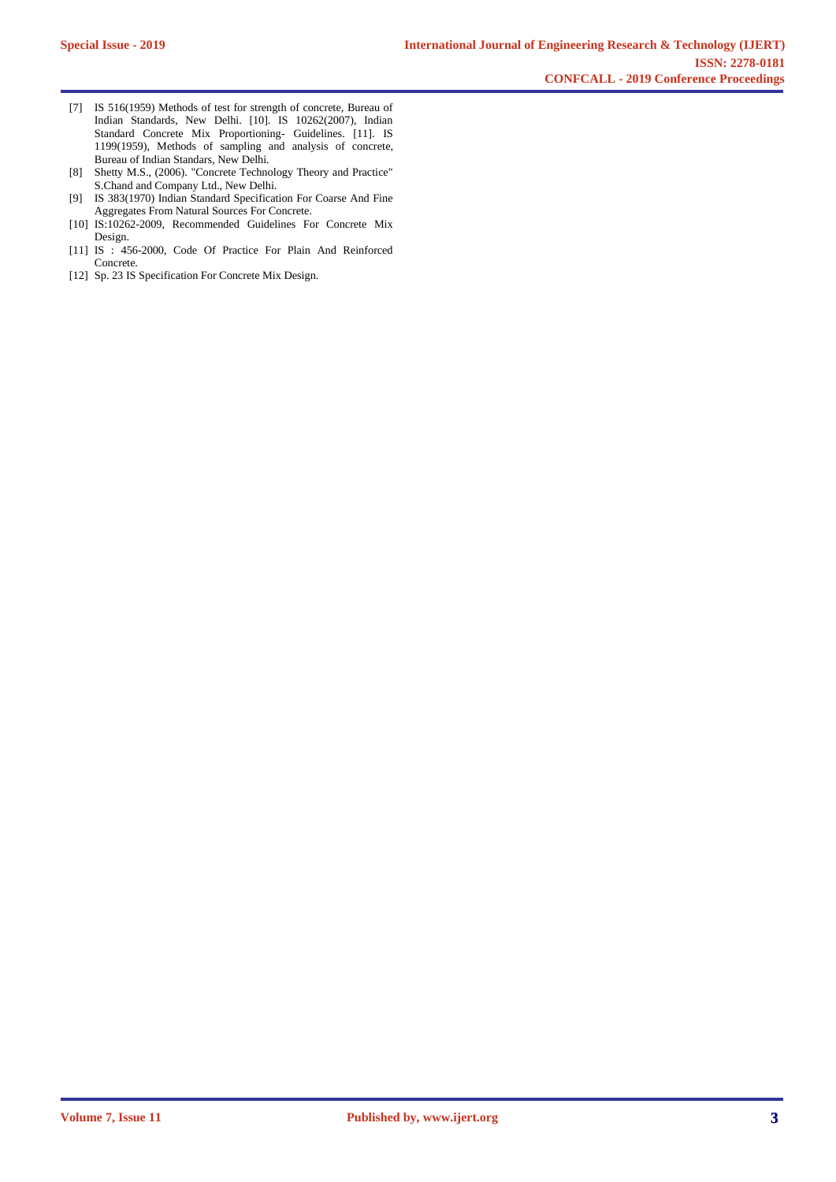[7] IS 516(1959) Methods of test for strength of concrete, Bureau of Indian Standards, New Delhi. [10]. IS 10262(2007), Indian Standard Concrete Mix Proportioning- Guidelines. [11]. IS 1199(1959), Methods of sampling and analysis of concrete, Bureau of Indian Standars, New Delhi.

[8] Shetty M.S., (2006). "Concrete Technology Theory and Practice" S.Chand and Company Ltd., New Delhi.

[9] IS 383(1970) Indian Standard Specification For Coarse And Fine Aggregates From Natural Sources For Concrete.

[10] IS:10262-2009, Recommended Guidelines For Concrete Mix Design.

[11] IS : 456-2000, Code Of Practice For Plain And Reinforced Concrete.

[12] Sp. 23 IS Specification For Concrete Mix Design.